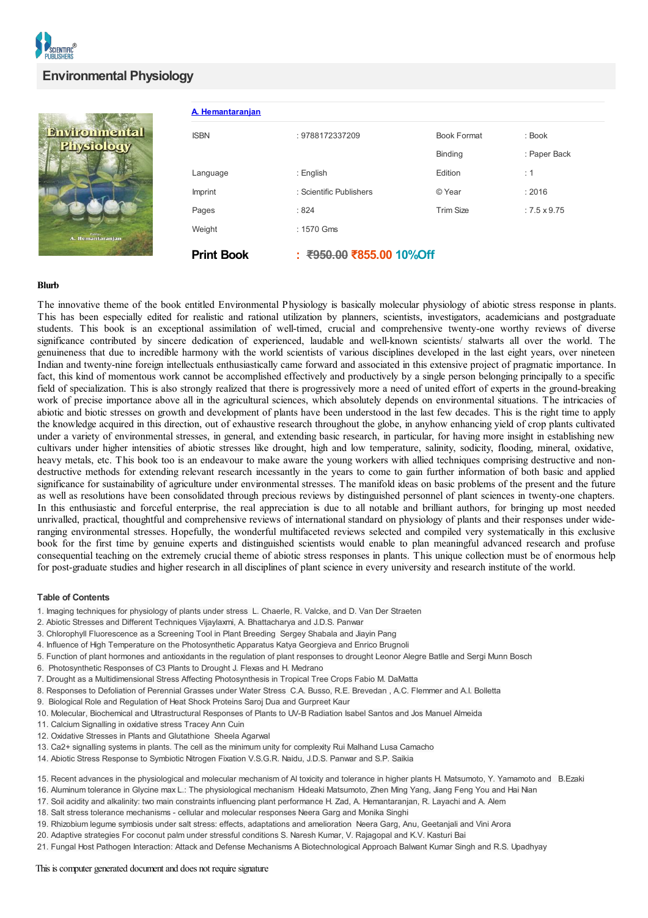# Environmental Physiology

[A. Hemantaranjan](#)

| ISBN | : 9788172337209 | Book Format | : Book |
|---|---|---|---|
| | | Binding | : Paper Back |
| Language | : English | Edition | : 1 |
| Imprint | : Scientific Publishers | © Year | : 2016 |
| Pages | : 824 | Trim Size | : 7.5 x 9.75 |
| Weight | : 1570 Gms | | |

**Print Book** : ~~₹950.00~~ ₹855.00 10%Off

### Blurb

The innovative theme of the book entitled Environmental Physiology is basically molecular physiology of abiotic stress response in plants. This has been especially edited for realistic and rational utilization by planners, scientists, investigators, academicians and postgraduate students. This book is an exceptional assimilation of well-timed, crucial and comprehensive twenty-one worthy reviews of diverse significance contributed by sincere dedication of experienced, laudable and well-known scientists/ stalwarts all over the world. The genuineness that due to incredible harmony with the world scientists of various disciplines developed in the last eight years, over nineteen Indian and twenty-nine foreign intellectuals enthusiastically came forward and associated in this extensive project of pragmatic importance. In fact, this kind of momentous work cannot be accomplished effectively and productively by a single person belonging principally to a specific field of specialization. This is also strongly realized that there is progressively more a need of united effort of experts in the ground-breaking work of precise importance above all in the agricultural sciences, which absolutely depends on environmental situations. The intricacies of abiotic and biotic stresses on growth and development of plants have been understood in the last few decades. This is the right time to apply the knowledge acquired in this direction, out of exhaustive research throughout the globe, in anyhow enhancing yield of crop plants cultivated under a variety of environmental stresses, in general, and extending basic research, in particular, for having more insight in establishing new cultivars under higher intensities of abiotic stresses like drought, high and low temperature, salinity, sodicity, flooding, mineral, oxidative, heavy metals, etc. This book too is an endeavour to make aware the young workers with allied techniques comprising destructive and non-destructive methods for extending relevant research incessantly in the years to come to gain further information of both basic and applied significance for sustainability of agriculture under environmental stresses. The manifold ideas on basic problems of the present and the future as well as resolutions have been consolidated through precious reviews by distinguished personnel of plant sciences in twenty-one chapters. In this enthusiastic and forceful enterprise, the real appreciation is due to all notable and brilliant authors, for bringing up most needed unrivalled, practical, thoughtful and comprehensive reviews of international standard on physiology of plants and their responses under wide-ranging environmental stresses. Hopefully, the wonderful multifaceted reviews selected and compiled very systematically in this exclusive book for the first time by genuine experts and distinguished scientists would enable to plan meaningful advanced research and profuse consequential teaching on the extremely crucial theme of abiotic stress responses in plants. This unique collection must be of enormous help for post-graduate studies and higher research in all disciplines of plant science in every university and research institute of the world.

### Table of Contents

1. Imaging techniques for physiology of plants under stress L. Chaerle, R. Valcke, and D. Van Der Straeten
2. Abiotic Stresses and Different Techniques Vijaylaxmi, A. Bhattacharya and J.D.S. Panwar
3. Chlorophyll Fluorescence as a Screening Tool in Plant Breeding Sergey Shabala and Jiayin Pang
4. Influence of High Temperature on the Photosynthetic Apparatus Katya Georgieva and Enrico Brugnoli
5. Function of plant hormones and antioxidants in the regulation of plant responses to drought Leonor Alegre Batlle and Sergi Munn Bosch
6. Photosynthetic Responses of C3 Plants to Drought J. Flexas and H. Medrano
7. Drought as a Multidimensional Stress Affecting Photosynthesis in Tropical Tree Crops Fabio M. DaMatta
8. Responses to Defoliation of Perennial Grasses under Water Stress C.A. Busso, R.E. Brevedan , A.C. Flemmer and A.I. Bolletta
9. Biological Role and Regulation of Heat Shock Proteins Saroj Dua and Gurpreet Kaur
10. Molecular, Biochemical and Ultrastructural Responses of Plants to UV-B Radiation Isabel Santos and Jos Manuel Almeida
11. Calcium Signalling in oxidative stress Tracey Ann Cuin
12. Oxidative Stresses in Plants and Glutathione Sheela Agarwal
13. Ca2+ signalling systems in plants. The cell as the minimum unity for complexity Rui Malhand Lusa Camacho
14. Abiotic Stress Response to Symbiotic Nitrogen Fixation V.S.G.R. Naidu, J.D.S. Panwar and S.P. Saikia
15. Recent advances in the physiological and molecular mechanism of Al toxicity and tolerance in higher plants H. Matsumoto, Y. Yamamoto and B.Ezaki
16. Aluminum tolerance in Glycine max L.: The physiological mechanism Hideaki Matsumoto, Zhen Ming Yang, Jiang Feng You and Hai Nian
17. Soil acidity and alkalinity: two main constraints influencing plant performance H. Zad, A. Hemantaranjan, R. Layachi and A. Alem
18. Salt stress tolerance mechanisms - cellular and molecular responses Neera Garg and Monika Singhi
19. Rhizobium legume symbiosis under salt stress: effects, adaptations and amelioration Neera Garg, Anu, Geetanjali and Vini Arora
20. Adaptive strategies For coconut palm under stressful conditions S. Naresh Kumar, V. Rajagopal and K.V. Kasturi Bai
21. Fungal Host Pathogen Interaction: Attack and Defense Mechanisms A Biotechnological Approach Balwant Kumar Singh and R.S. Upadhyay

This is computer generated document and does not require signature